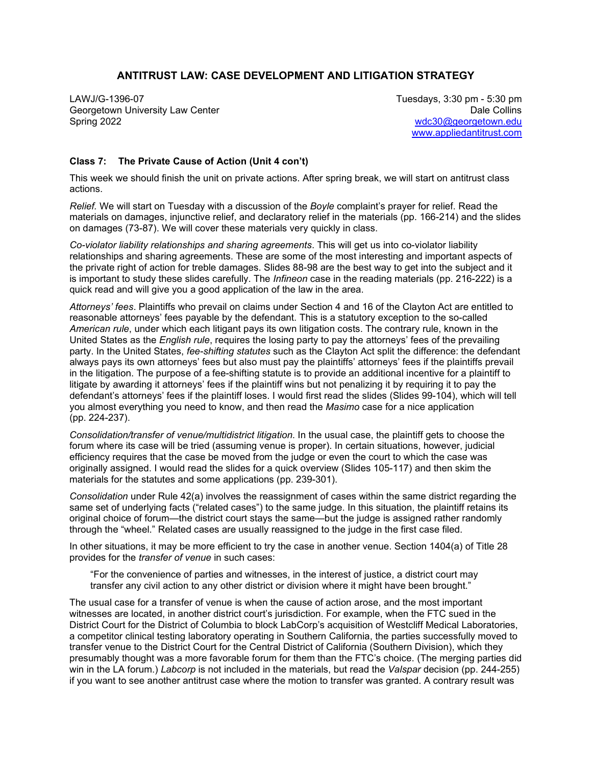## ANTITRUST LAW: CASE DEVELOPMENT AND LITIGATION STRATEGY

LAWJ/G-1396-07
Georgetown University Law Center
Spring 2022

Tuesdays, 3:30 pm - 5:30 pm
Dale Collins
wdc30@georgetown.edu
www.appliedantitrust.com

### Class 7: The Private Cause of Action (Unit 4 con't)

This week we should finish the unit on private actions. After spring break, we will start on antitrust class actions.

*Relief.* We will start on Tuesday with a discussion of the *Boyle* complaint's prayer for relief. Read the materials on damages, injunctive relief, and declaratory relief in the materials (pp. 166-214) and the slides on damages (73-87). We will cover these materials very quickly in class.

*Co-violator liability relationships and sharing agreements*. This will get us into co-violator liability relationships and sharing agreements. These are some of the most interesting and important aspects of the private right of action for treble damages. Slides 88-98 are the best way to get into the subject and it is important to study these slides carefully. The *Infineon* case in the reading materials (pp. 216-222) is a quick read and will give you a good application of the law in the area.

*Attorneys' fees*. Plaintiffs who prevail on claims under Section 4 and 16 of the Clayton Act are entitled to reasonable attorneys' fees payable by the defendant. This is a statutory exception to the so-called *American rule*, under which each litigant pays its own litigation costs. The contrary rule, known in the United States as the *English rule*, requires the losing party to pay the attorneys' fees of the prevailing party. In the United States, *fee-shifting statutes* such as the Clayton Act split the difference: the defendant always pays its own attorneys' fees but also must pay the plaintiffs' attorneys' fees if the plaintiffs prevail in the litigation. The purpose of a fee-shifting statute is to provide an additional incentive for a plaintiff to litigate by awarding it attorneys' fees if the plaintiff wins but not penalizing it by requiring it to pay the defendant's attorneys' fees if the plaintiff loses. I would first read the slides (Slides 99-104), which will tell you almost everything you need to know, and then read the *Masimo* case for a nice application (pp. 224-237).

*Consolidation/transfer of venue/multidistrict litigation*. In the usual case, the plaintiff gets to choose the forum where its case will be tried (assuming venue is proper). In certain situations, however, judicial efficiency requires that the case be moved from the judge or even the court to which the case was originally assigned. I would read the slides for a quick overview (Slides 105-117) and then skim the materials for the statutes and some applications (pp. 239-301).

*Consolidation* under Rule 42(a) involves the reassignment of cases within the same district regarding the same set of underlying facts ("related cases") to the same judge. In this situation, the plaintiff retains its original choice of forum—the district court stays the same—but the judge is assigned rather randomly through the "wheel." Related cases are usually reassigned to the judge in the first case filed.

In other situations, it may be more efficient to try the case in another venue. Section 1404(a) of Title 28 provides for the *transfer of venue* in such cases:

> "For the convenience of parties and witnesses, in the interest of justice, a district court may transfer any civil action to any other district or division where it might have been brought."

The usual case for a transfer of venue is when the cause of action arose, and the most important witnesses are located, in another district court's jurisdiction. For example, when the FTC sued in the District Court for the District of Columbia to block LabCorp's acquisition of Westcliff Medical Laboratories, a competitor clinical testing laboratory operating in Southern California, the parties successfully moved to transfer venue to the District Court for the Central District of California (Southern Division), which they presumably thought was a more favorable forum for them than the FTC's choice. (The merging parties did win in the LA forum.) *Labcorp* is not included in the materials, but read the *Valspar* decision (pp. 244-255) if you want to see another antitrust case where the motion to transfer was granted. A contrary result was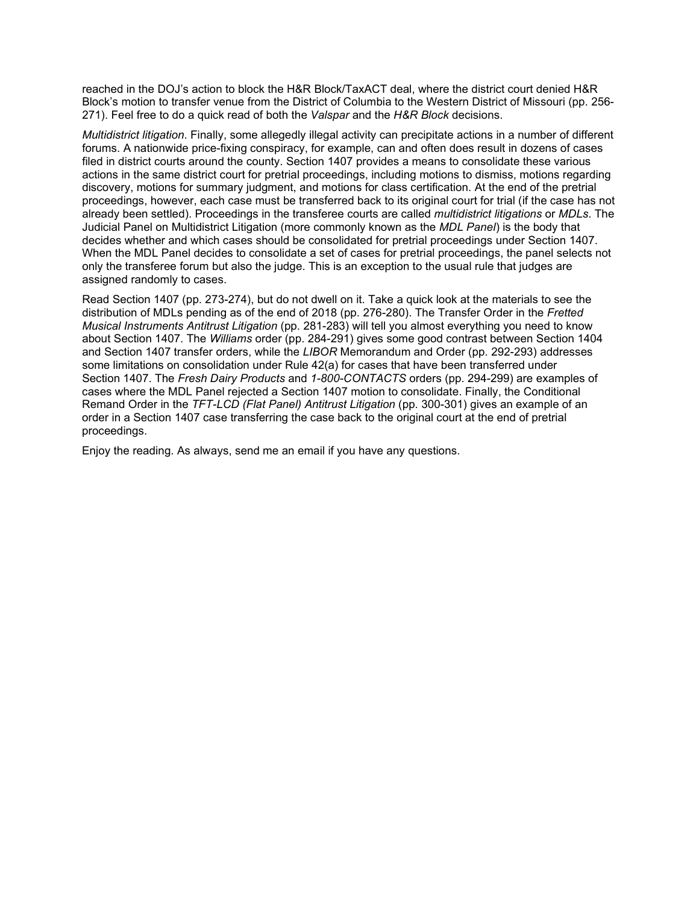reached in the DOJ's action to block the H&R Block/TaxACT deal, where the district court denied H&R Block's motion to transfer venue from the District of Columbia to the Western District of Missouri (pp. 256-271). Feel free to do a quick read of both the *Valspar* and the *H&R Block* decisions.

*Multidistrict litigation*. Finally, some allegedly illegal activity can precipitate actions in a number of different forums. A nationwide price-fixing conspiracy, for example, can and often does result in dozens of cases filed in district courts around the county. Section 1407 provides a means to consolidate these various actions in the same district court for pretrial proceedings, including motions to dismiss, motions regarding discovery, motions for summary judgment, and motions for class certification. At the end of the pretrial proceedings, however, each case must be transferred back to its original court for trial (if the case has not already been settled). Proceedings in the transferee courts are called *multidistrict litigations* or *MDLs*. The Judicial Panel on Multidistrict Litigation (more commonly known as the *MDL Panel*) is the body that decides whether and which cases should be consolidated for pretrial proceedings under Section 1407. When the MDL Panel decides to consolidate a set of cases for pretrial proceedings, the panel selects not only the transferee forum but also the judge. This is an exception to the usual rule that judges are assigned randomly to cases.

Read Section 1407 (pp. 273-274), but do not dwell on it. Take a quick look at the materials to see the distribution of MDLs pending as of the end of 2018 (pp. 276-280). The Transfer Order in the *Fretted Musical Instruments Antitrust Litigation* (pp. 281-283) will tell you almost everything you need to know about Section 1407. The *Williams* order (pp. 284-291) gives some good contrast between Section 1404 and Section 1407 transfer orders, while the *LIBOR* Memorandum and Order (pp. 292-293) addresses some limitations on consolidation under Rule 42(a) for cases that have been transferred under Section 1407. The *Fresh Dairy Products* and *1-800-CONTACTS* orders (pp. 294-299) are examples of cases where the MDL Panel rejected a Section 1407 motion to consolidate. Finally, the Conditional Remand Order in the *TFT-LCD (Flat Panel) Antitrust Litigation* (pp. 300-301) gives an example of an order in a Section 1407 case transferring the case back to the original court at the end of pretrial proceedings.

Enjoy the reading. As always, send me an email if you have any questions.